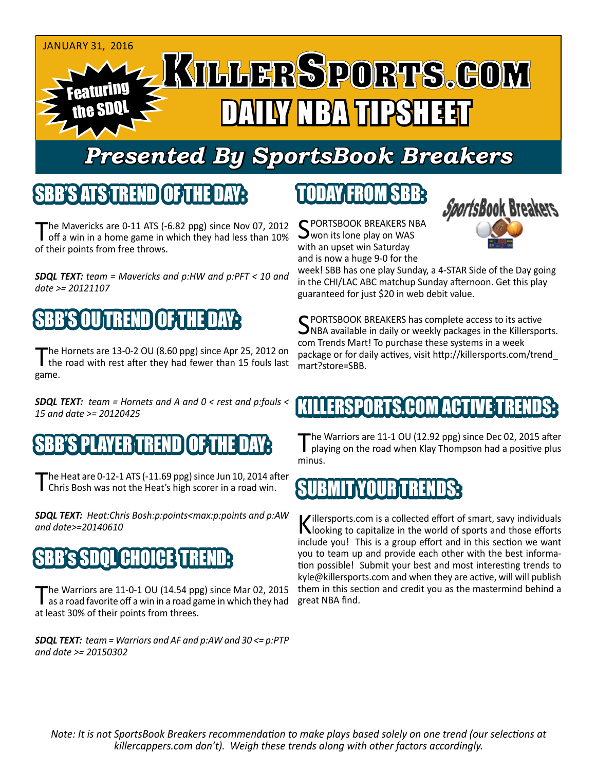JANUARY 31, 2016

# KILLERSPORTS.COM DAILY NBA TIPSHEET

Featuring the SDQL

## Presented By SportsBook Breakers

## SBB'S ATS TREND OF THE DAY:

The Mavericks are 0-11 ATS (-6.82 ppg) since Nov 07, 2012 off a win in a home game in which they had less than 10% of their points from free throws.

***SDQL TEXT:*** *team = Mavericks and p:HW and p:PFT < 10 and date >= 20121107*

## SBB'S OU TREND OF THE DAY:

The Hornets are 13-0-2 OU (8.60 ppg) since Apr 25, 2012 on the road with rest after they had fewer than 15 fouls last game.

***SDQL TEXT:*** *team = Hornets and A and 0 < rest and p:fouls < 15 and date >= 20120425*

## SBB'S PLAYER TREND OF THE DAY:

The Heat are 0-12-1 ATS (-11.69 ppg) since Jun 10, 2014 after Chris Bosh was not the Heat's high scorer in a road win.

***SDQL TEXT:*** *Heat:Chris Bosh:p:points<max:p:points and p:AW and date>=20140610*

## SBB's SDQL CHOICE TREND:

The Warriors are 11-0-1 OU (14.54 ppg) since Mar 02, 2015 as a road favorite off a win in a road game in which they had at least 30% of their points from threes.

***SDQL TEXT:*** *team = Warriors and AF and p:AW and 30 <= p:PTP and date >= 20150302*

## TODAY FROM SBB:

SPORTSBOOK BREAKERS NBA won its lone play on WAS with an upset win Saturday and is now a huge 9-0 for the week! SBB has one play Sunday, a 4-STAR Side of the Day going in the CHI/LAC ABC matchup Sunday afternoon. Get this play guaranteed for just $20 in web debit value.

SPORTSBOOK BREAKERS has complete access to its active NBA available in daily or weekly packages in the Killersports.com Trends Mart! To purchase these systems in a week package or for daily actives, visit http://killersports.com/trend_mart?store=SBB.

## KILLERSPORTS.COM ACTIVE TRENDS:

The Warriors are 11-1 OU (12.92 ppg) since Dec 02, 2015 after playing on the road when Klay Thompson had a positive plus minus.

## SUBMIT YOUR TRENDS:

Killersports.com is a collected effort of smart, savy individuals looking to capitalize in the world of sports and those efforts include you! This is a group effort and in this section we want you to team up and provide each other with the best information possible! Submit your best and most interesting trends to kyle@killersports.com and when they are active, will will publish them in this section and credit you as the mastermind behind a great NBA find.

*Note: It is not SportsBook Breakers recommendation to make plays based solely on one trend (our selections at killercappers.com don't). Weigh these trends along with other factors accordingly.*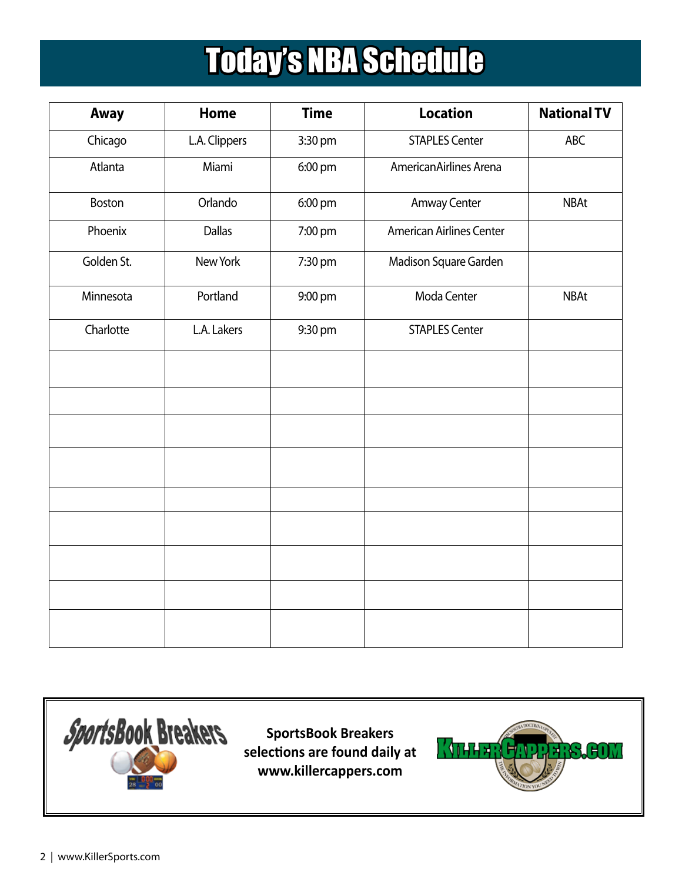# Today's NBA Schedule

| Away | Home | Time | Location | National TV |
|---|---|---|---|---|
| Chicago | L.A. Clippers | 3:30 pm | STAPLES Center | ABC |
| Atlanta | Miami | 6:00 pm | AmericanAirlines Arena | |
| Boston | Orlando | 6:00 pm | Amway Center | NBAt |
| Phoenix | Dallas | 7:00 pm | American Airlines Center | |
| Golden St. | New York | 7:30 pm | Madison Square Garden | |
| Minnesota | Portland | 9:00 pm | Moda Center | NBAt |
| Charlotte | L.A. Lakers | 9:30 pm | STAPLES Center | |
| | | | | |
| | | | | |
| | | | | |
| | | | | |
| | | | | |
| | | | | |
| | | | | |
| | | | | |
| | | | | |

SportsBook Breakers

**SportsBook Breakers selections are found daily at www.killercappers.com**

KILLERCAPPERS.COM

2 | www.KillerSports.com